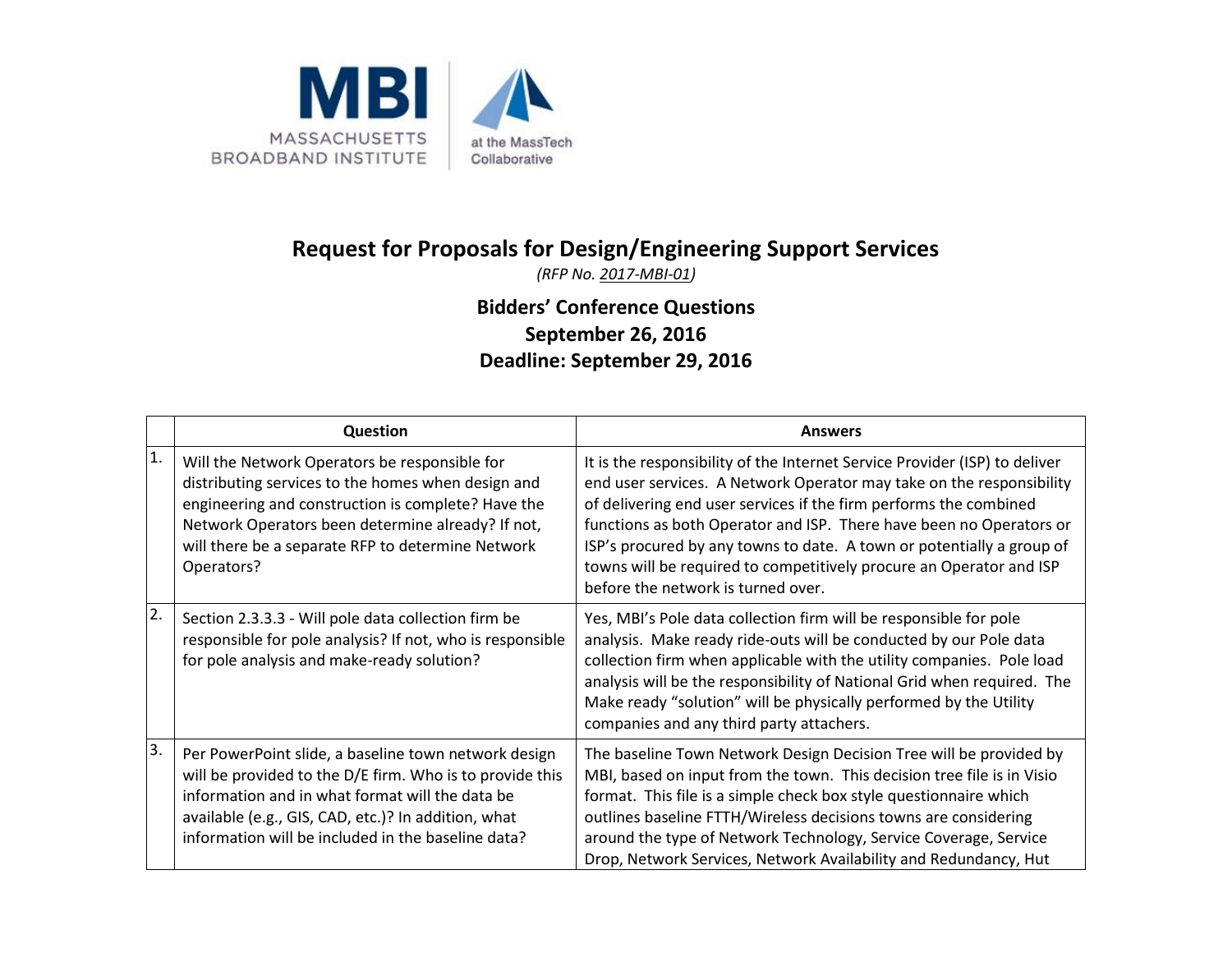MBI MASSACHUSETTS BROADBAND INSTITUTE at the MassTech Collaborative

# Request for Proposals for Design/Engineering Support Services

*(RFP No. 2017-MBI-01)*

## Bidders' Conference Questions
## September 26, 2016
## Deadline: September 29, 2016

| | Question | Answers |
|---|---|---|
| 1. | Will the Network Operators be responsible for distributing services to the homes when design and engineering and construction is complete? Have the Network Operators been determine already? If not, will there be a separate RFP to determine Network Operators? | It is the responsibility of the Internet Service Provider (ISP) to deliver end user services. A Network Operator may take on the responsibility of delivering end user services if the firm performs the combined functions as both Operator and ISP. There have been no Operators or ISP's procured by any towns to date. A town or potentially a group of towns will be required to competitively procure an Operator and ISP before the network is turned over. |
| 2. | Section 2.3.3.3 - Will pole data collection firm be responsible for pole analysis? If not, who is responsible for pole analysis and make-ready solution? | Yes, MBI's Pole data collection firm will be responsible for pole analysis. Make ready ride-outs will be conducted by our Pole data collection firm when applicable with the utility companies. Pole load analysis will be the responsibility of National Grid when required. The Make ready "solution" will be physically performed by the Utility companies and any third party attachers. |
| 3. | Per PowerPoint slide, a baseline town network design will be provided to the D/E firm. Who is to provide this information and in what format will the data be available (e.g., GIS, CAD, etc.)? In addition, what information will be included in the baseline data? | The baseline Town Network Design Decision Tree will be provided by MBI, based on input from the town. This decision tree file is in Visio format. This file is a simple check box style questionnaire which outlines baseline FTTH/Wireless decisions towns are considering around the type of Network Technology, Service Coverage, Service Drop, Network Services, Network Availability and Redundancy, Hut |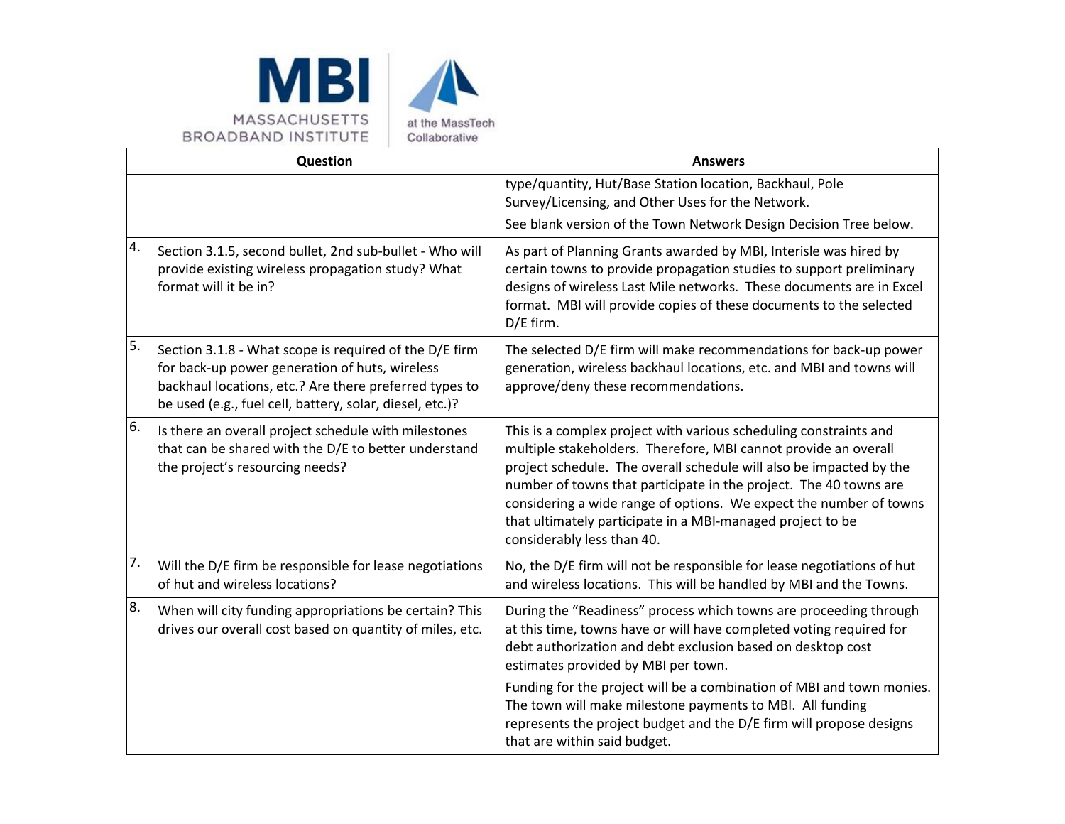| | Question | Answers |
|---|---|---|
| | | type/quantity, Hut/Base Station location, Backhaul, Pole Survey/Licensing, and Other Uses for the Network.<br><br>See blank version of the Town Network Design Decision Tree below. |
| 4. | Section 3.1.5, second bullet, 2nd sub-bullet - Who will provide existing wireless propagation study? What format will it be in? | As part of Planning Grants awarded by MBI, Interisle was hired by certain towns to provide propagation studies to support preliminary designs of wireless Last Mile networks. These documents are in Excel format. MBI will provide copies of these documents to the selected D/E firm. |
| 5. | Section 3.1.8 - What scope is required of the D/E firm for back-up power generation of huts, wireless backhaul locations, etc.? Are there preferred types to be used (e.g., fuel cell, battery, solar, diesel, etc.)? | The selected D/E firm will make recommendations for back-up power generation, wireless backhaul locations, etc. and MBI and towns will approve/deny these recommendations. |
| 6. | Is there an overall project schedule with milestones that can be shared with the D/E to better understand the project's resourcing needs? | This is a complex project with various scheduling constraints and multiple stakeholders. Therefore, MBI cannot provide an overall project schedule. The overall schedule will also be impacted by the number of towns that participate in the project. The 40 towns are considering a wide range of options. We expect the number of towns that ultimately participate in a MBI-managed project to be considerably less than 40. |
| 7. | Will the D/E firm be responsible for lease negotiations of hut and wireless locations? | No, the D/E firm will not be responsible for lease negotiations of hut and wireless locations. This will be handled by MBI and the Towns. |
| 8. | When will city funding appropriations be certain? This drives our overall cost based on quantity of miles, etc. | During the "Readiness" process which towns are proceeding through at this time, towns have or will have completed voting required for debt authorization and debt exclusion based on desktop cost estimates provided by MBI per town.<br><br>Funding for the project will be a combination of MBI and town monies. The town will make milestone payments to MBI. All funding represents the project budget and the D/E firm will propose designs that are within said budget. |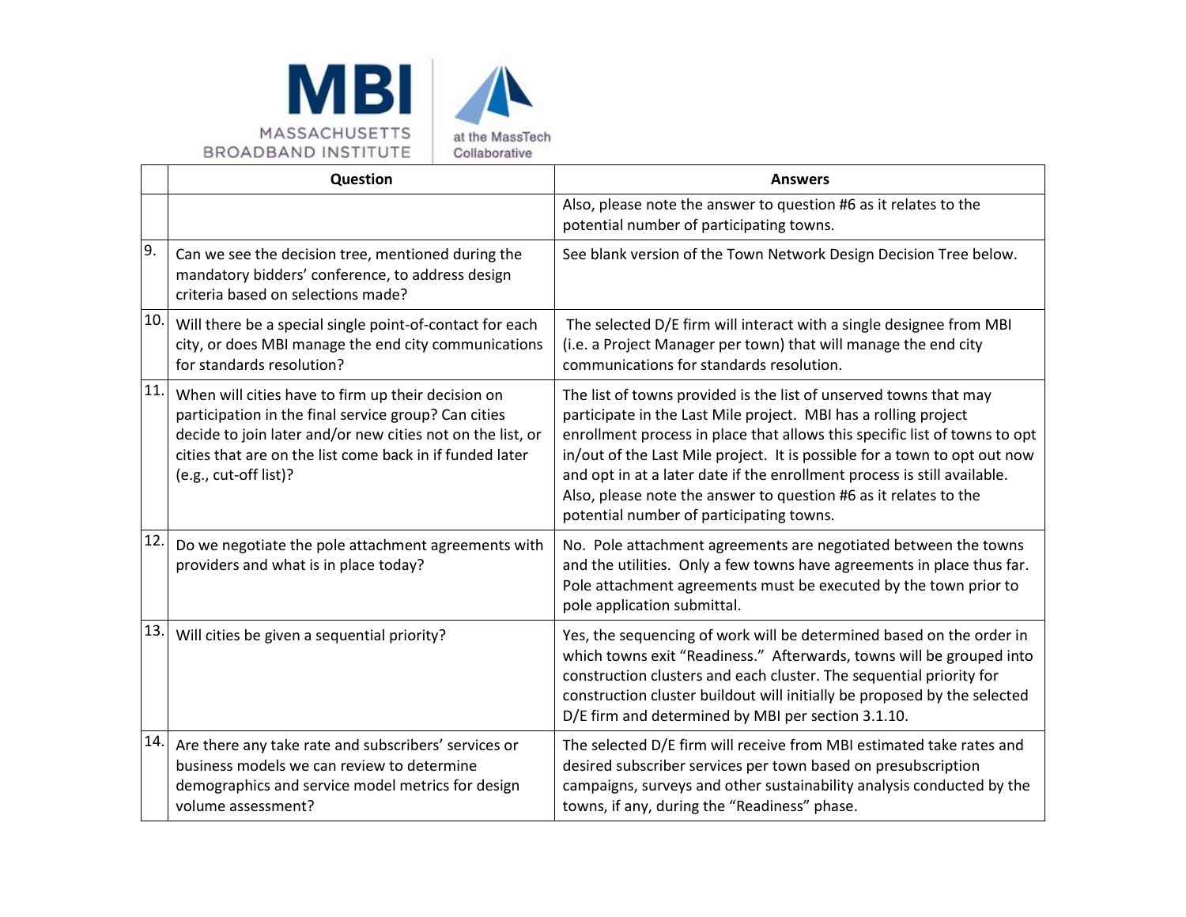| | Question | Answers |
|---|---|---|
| | | Also, please note the answer to question #6 as it relates to the potential number of participating towns. |
| 9. | Can we see the decision tree, mentioned during the mandatory bidders' conference, to address design criteria based on selections made? | See blank version of the Town Network Design Decision Tree below. |
| 10. | Will there be a special single point-of-contact for each city, or does MBI manage the end city communications for standards resolution? | The selected D/E firm will interact with a single designee from MBI (i.e. a Project Manager per town) that will manage the end city communications for standards resolution. |
| 11. | When will cities have to firm up their decision on participation in the final service group? Can cities decide to join later and/or new cities not on the list, or cities that are on the list come back in if funded later (e.g., cut-off list)? | The list of towns provided is the list of unserved towns that may participate in the Last Mile project. MBI has a rolling project enrollment process in place that allows this specific list of towns to opt in/out of the Last Mile project. It is possible for a town to opt out now and opt in at a later date if the enrollment process is still available. Also, please note the answer to question #6 as it relates to the potential number of participating towns. |
| 12. | Do we negotiate the pole attachment agreements with providers and what is in place today? | No. Pole attachment agreements are negotiated between the towns and the utilities. Only a few towns have agreements in place thus far. Pole attachment agreements must be executed by the town prior to pole application submittal. |
| 13. | Will cities be given a sequential priority? | Yes, the sequencing of work will be determined based on the order in which towns exit "Readiness." Afterwards, towns will be grouped into construction clusters and each cluster. The sequential priority for construction cluster buildout will initially be proposed by the selected D/E firm and determined by MBI per section 3.1.10. |
| 14. | Are there any take rate and subscribers' services or business models we can review to determine demographics and service model metrics for design volume assessment? | The selected D/E firm will receive from MBI estimated take rates and desired subscriber services per town based on presubscription campaigns, surveys and other sustainability analysis conducted by the towns, if any, during the "Readiness" phase. |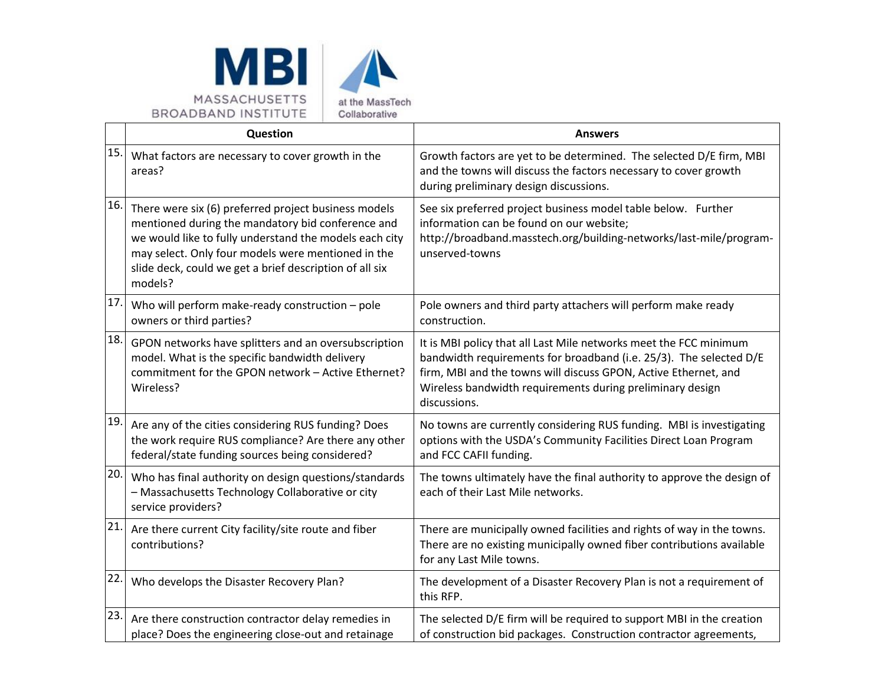| | Question | Answers |
|---|---|---|
| 15. | What factors are necessary to cover growth in the areas? | Growth factors are yet to be determined. The selected D/E firm, MBI and the towns will discuss the factors necessary to cover growth during preliminary design discussions. |
| 16. | There were six (6) preferred project business models mentioned during the mandatory bid conference and we would like to fully understand the models each city may select. Only four models were mentioned in the slide deck, could we get a brief description of all six models? | See six preferred project business model table below. Further information can be found on our website; http://broadband.masstech.org/building-networks/last-mile/program-unserved-towns |
| 17. | Who will perform make-ready construction – pole owners or third parties? | Pole owners and third party attachers will perform make ready construction. |
| 18. | GPON networks have splitters and an oversubscription model. What is the specific bandwidth delivery commitment for the GPON network – Active Ethernet? Wireless? | It is MBI policy that all Last Mile networks meet the FCC minimum bandwidth requirements for broadband (i.e. 25/3). The selected D/E firm, MBI and the towns will discuss GPON, Active Ethernet, and Wireless bandwidth requirements during preliminary design discussions. |
| 19. | Are any of the cities considering RUS funding? Does the work require RUS compliance? Are there any other federal/state funding sources being considered? | No towns are currently considering RUS funding. MBI is investigating options with the USDA's Community Facilities Direct Loan Program and FCC CAFII funding. |
| 20. | Who has final authority on design questions/standards – Massachusetts Technology Collaborative or city service providers? | The towns ultimately have the final authority to approve the design of each of their Last Mile networks. |
| 21. | Are there current City facility/site route and fiber contributions? | There are municipally owned facilities and rights of way in the towns. There are no existing municipally owned fiber contributions available for any Last Mile towns. |
| 22. | Who develops the Disaster Recovery Plan? | The development of a Disaster Recovery Plan is not a requirement of this RFP. |
| 23. | Are there construction contractor delay remedies in place? Does the engineering close-out and retainage | The selected D/E firm will be required to support MBI in the creation of construction bid packages. Construction contractor agreements, |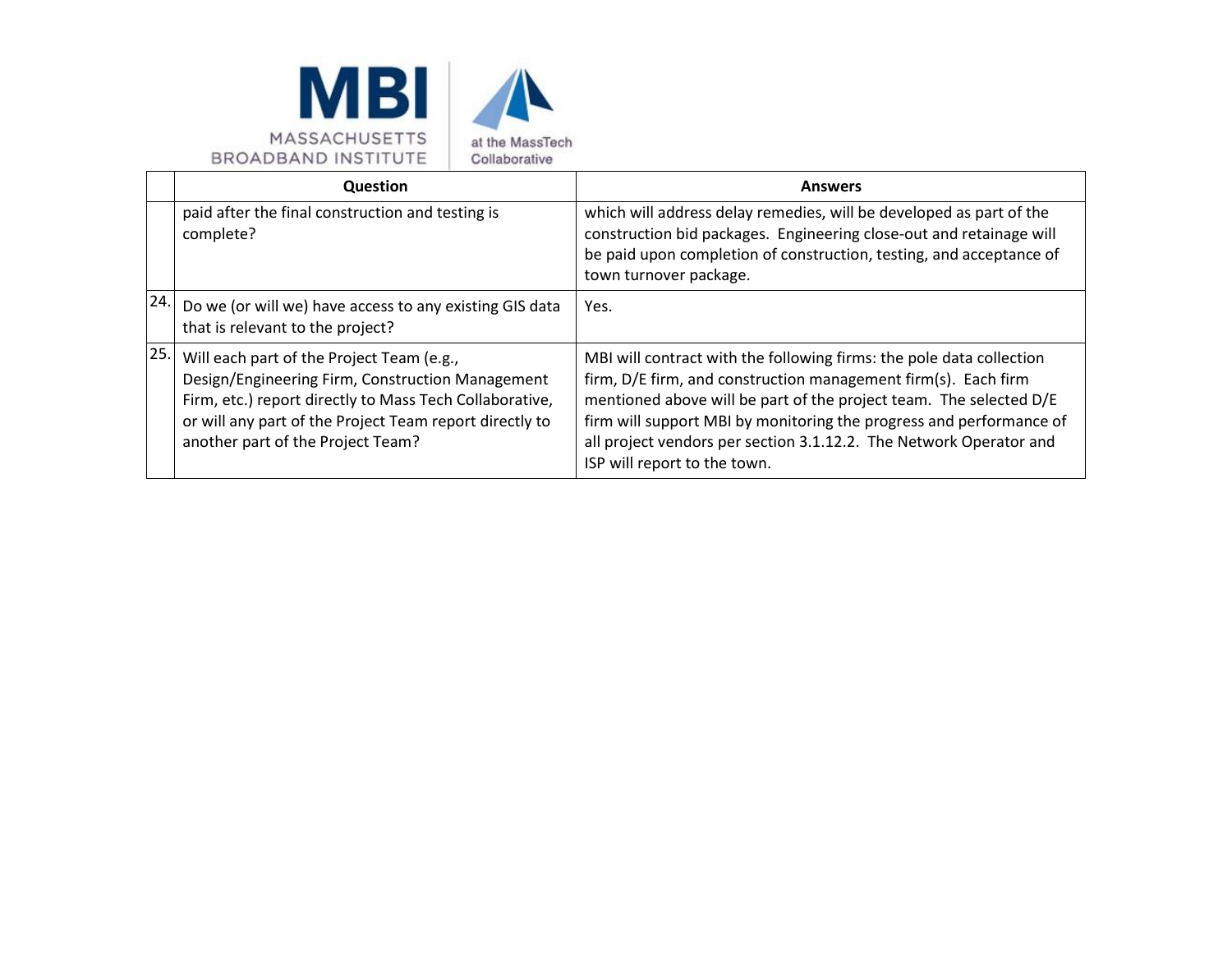| | Question | Answers |
|---|---|---|
| | paid after the final construction and testing is complete? | which will address delay remedies, will be developed as part of the construction bid packages. Engineering close-out and retainage will be paid upon completion of construction, testing, and acceptance of town turnover package. |
| 24. | Do we (or will we) have access to any existing GIS data that is relevant to the project? | Yes. |
| 25. | Will each part of the Project Team (e.g., Design/Engineering Firm, Construction Management Firm, etc.) report directly to Mass Tech Collaborative, or will any part of the Project Team report directly to another part of the Project Team? | MBI will contract with the following firms: the pole data collection firm, D/E firm, and construction management firm(s). Each firm mentioned above will be part of the project team. The selected D/E firm will support MBI by monitoring the progress and performance of all project vendors per section 3.1.12.2. The Network Operator and ISP will report to the town. |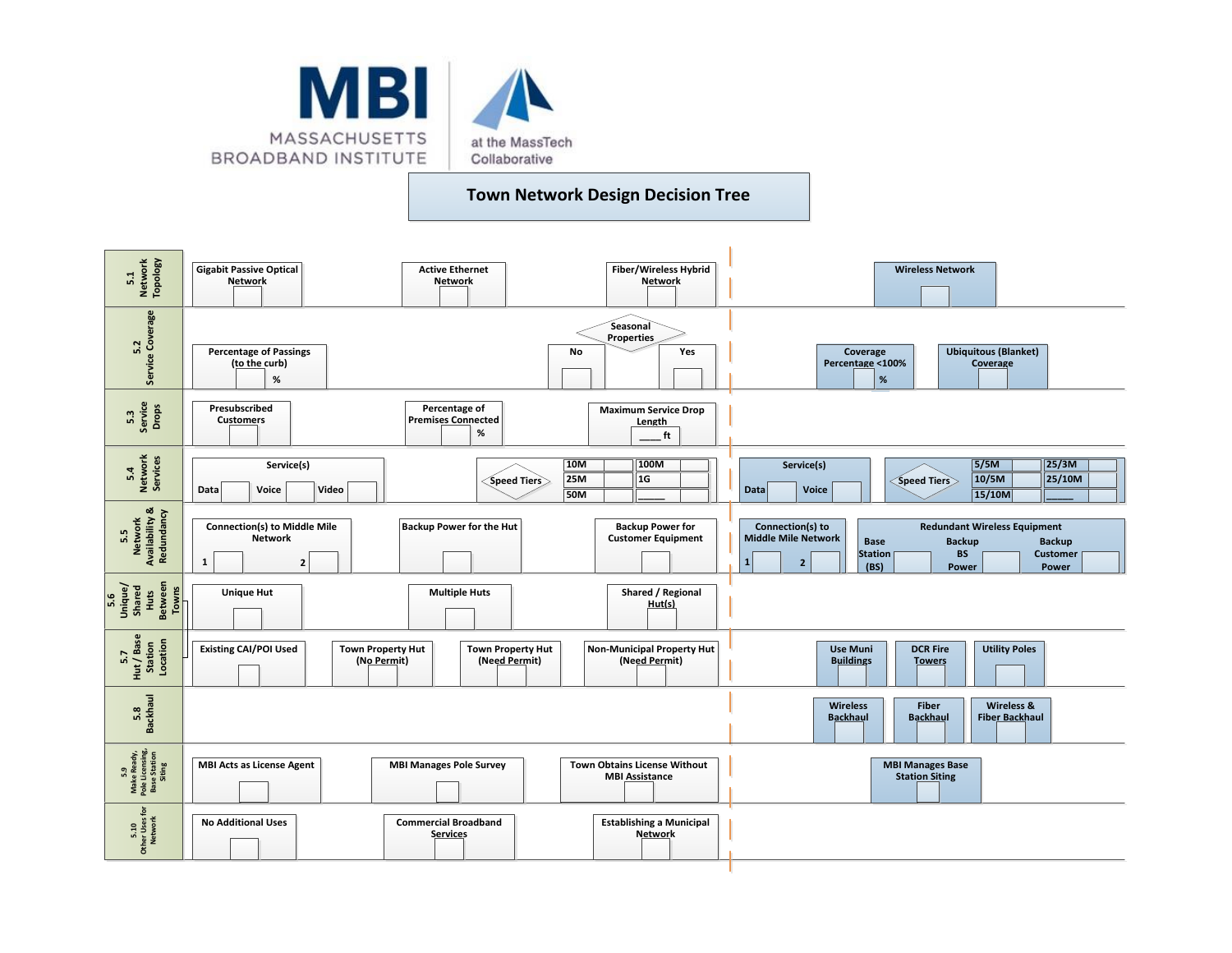MBI
MASSACHUSETTS BROADBAND INSTITUTE
at the MassTech Collaborative

# Town Network Design Decision Tree

| Section | Fiber Options | | | | Wireless Options | | |
|---|---|---|---|---|---|---|---|
| 5.1 Network Topology | Gigabit Passive Optical Network | Active Ethernet Network | Fiber/Wireless Hybrid Network | | Wireless Network | | |
| 5.2 Service Coverage | Percentage of Passings (to the curb) ___ % | Seasonal Properties: No | Seasonal Properties: Yes | | Coverage Percentage <100% ___ % | Ubiquitous (Blanket) Coverage | |
| 5.3 Service Drops | Presubscribed Customers | Percentage of Premises Connected ___ % | Maximum Service Drop Length ____ ft | | | | |
| 5.4 Network Services | Service(s): Data / Voice / Video | Speed Tiers: 10M / 100M / 25M / 1G / 50M / _____ | | | Service(s): Data / Voice | Speed Tiers: 5/5M / 25/3M / 10/5M / 25/10M / 15/10M / _____ | |
| 5.5 Network Availability & Redundancy | Connection(s) to Middle Mile Network: 1 / 2 | Backup Power for the Hut | Backup Power for Customer Equipment | | Connection(s) to Middle Mile Network: 1 / 2 | Redundant Wireless Equipment: Base Station (BS) / Backup BS Power / Backup Customer Power | |
| 5.6 Unique/ Shared Huts Between Towns | Unique Hut | Multiple Huts | Shared / Regional Hut(s) | | | | |
| 5.7 Hut / Base Station Location | Existing CAI/POI Used | Town Property Hut (No Permit) | Town Property Hut (Need Permit) | Non-Municipal Property Hut (Need Permit) | Use Muni Buildings | DCR Fire Towers | Utility Poles |
| 5.8 Backhaul | | | | | Wireless Backhaul | Fiber Backhaul | Wireless & Fiber Backhaul |
| 5.9 Make Ready, Pole Licensing, Base Station Siting | MBI Acts as License Agent | MBI Manages Pole Survey | Town Obtains License Without MBI Assistance | | MBI Manages Base Station Siting | | |
| 5.10 Other Uses for Network | No Additional Uses | Commercial Broadband Services | Establishing a Municipal Network | | | | |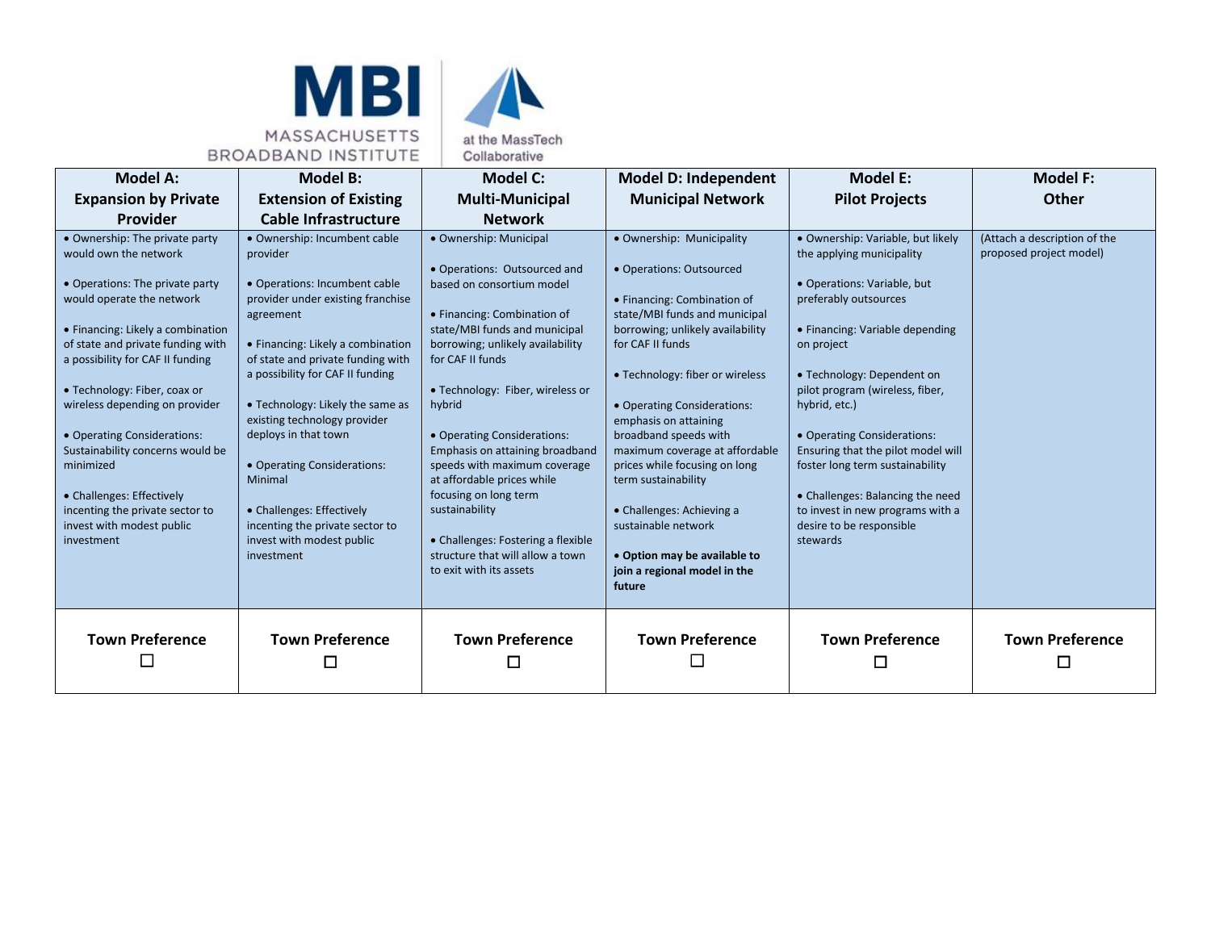MASSACHUSETTS BROADBAND INSTITUTE at the MassTech Collaborative

| Model A: Expansion by Private Provider | Model B: Extension of Existing Cable Infrastructure | Model C: Multi-Municipal Network | Model D: Independent Municipal Network | Model E: Pilot Projects | Model F: Other |
|---|---|---|---|---|---|
| • Ownership: The private party would own the network<br><br>• Operations: The private party would operate the network<br><br>• Financing: Likely a combination of state and private funding with a possibility for CAF II funding<br><br>• Technology: Fiber, coax or wireless depending on provider<br><br>• Operating Considerations: Sustainability concerns would be minimized<br><br>• Challenges: Effectively incenting the private sector to invest with modest public investment | • Ownership: Incumbent cable provider<br><br>• Operations: Incumbent cable provider under existing franchise agreement<br><br>• Financing: Likely a combination of state and private funding with a possibility for CAF II funding<br><br>• Technology: Likely the same as existing technology provider deploys in that town<br><br>• Operating Considerations: Minimal<br><br>• Challenges: Effectively incenting the private sector to invest with modest public investment | • Ownership: Municipal<br><br>• Operations: Outsourced and based on consortium model<br><br>• Financing: Combination of state/MBI funds and municipal borrowing; unlikely availability for CAF II funds<br><br>• Technology: Fiber, wireless or hybrid<br><br>• Operating Considerations: Emphasis on attaining broadband speeds with maximum coverage at affordable prices while focusing on long term sustainability<br><br>• Challenges: Fostering a flexible structure that will allow a town to exit with its assets | • Ownership: Municipality<br><br>• Operations: Outsourced<br><br>• Financing: Combination of state/MBI funds and municipal borrowing; unlikely availability for CAF II funds<br><br>• Technology: fiber or wireless<br><br>• Operating Considerations: emphasis on attaining broadband speeds with maximum coverage at affordable prices while focusing on long term sustainability<br><br>• Challenges: Achieving a sustainable network<br><br>**• Option may be available to join a regional model in the future** | • Ownership: Variable, but likely the applying municipality<br><br>• Operations: Variable, but preferably outsources<br><br>• Financing: Variable depending on project<br><br>• Technology: Dependent on pilot program (wireless, fiber, hybrid, etc.)<br><br>• Operating Considerations: Ensuring that the pilot model will foster long term sustainability<br><br>• Challenges: Balancing the need to invest in new programs with a desire to be responsible stewards | (Attach a description of the proposed project model) |
| **Town Preference** ☐ | **Town Preference** ☐ | **Town Preference** ☐ | **Town Preference** ☐ | **Town Preference** ☐ | **Town Preference** ☐ |